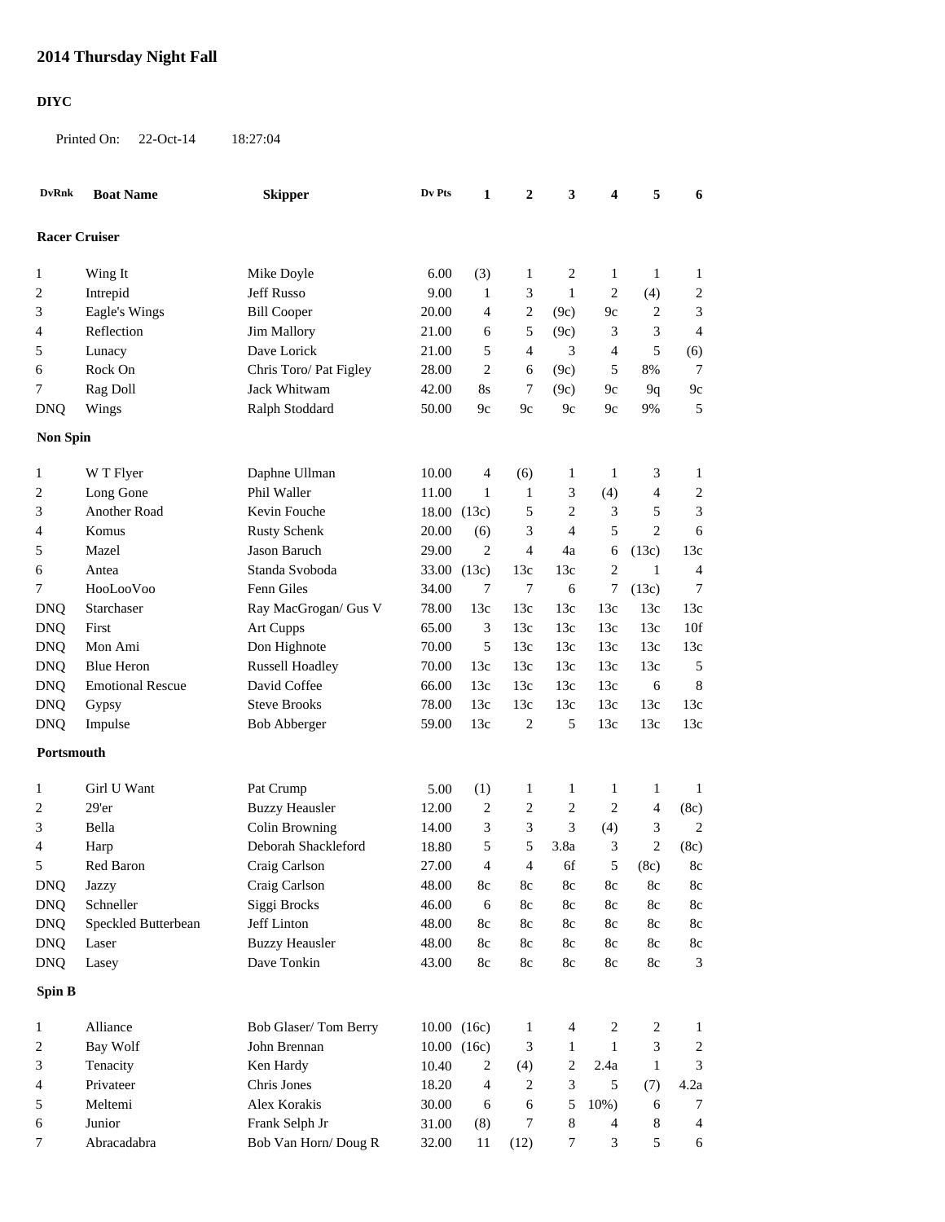# 2014 Thursday Night Fall

## DIYC

Printed On: 22-Oct-14 18:27:04

| DvRnk | Boat Name | Skipper | Dv Pts | 1 | 2 | 3 | 4 | 5 | 6 |
|---|---|---|---|---|---|---|---|---|---|
| **Racer Cruiser** | | | | | | | | | |
| 1 | Wing It | Mike Doyle | 6.00 | (3) | 1 | 2 | 1 | 1 | 1 |
| 2 | Intrepid | Jeff Russo | 9.00 | 1 | 3 | 1 | 2 | (4) | 2 |
| 3 | Eagle's Wings | Bill Cooper | 20.00 | 4 | 2 | (9c) | 9c | 2 | 3 |
| 4 | Reflection | Jim Mallory | 21.00 | 6 | 5 | (9c) | 3 | 3 | 4 |
| 5 | Lunacy | Dave Lorick | 21.00 | 5 | 4 | 3 | 4 | 5 | (6) |
| 6 | Rock On | Chris Toro/ Pat Figley | 28.00 | 2 | 6 | (9c) | 5 | 8% | 7 |
| 7 | Rag Doll | Jack Whitwam | 42.00 | 8s | 7 | (9c) | 9c | 9q | 9c |
| DNQ | Wings | Ralph Stoddard | 50.00 | 9c | 9c | 9c | 9c | 9% | 5 |
| **Non Spin** | | | | | | | | | |
| 1 | W T Flyer | Daphne Ullman | 10.00 | 4 | (6) | 1 | 1 | 3 | 1 |
| 2 | Long Gone | Phil Waller | 11.00 | 1 | 1 | 3 | (4) | 4 | 2 |
| 3 | Another Road | Kevin Fouche | 18.00 | (13c) | 5 | 2 | 3 | 5 | 3 |
| 4 | Komus | Rusty Schenk | 20.00 | (6) | 3 | 4 | 5 | 2 | 6 |
| 5 | Mazel | Jason Baruch | 29.00 | 2 | 4 | 4a | 6 | (13c) | 13c |
| 6 | Antea | Standa Svoboda | 33.00 | (13c) | 13c | 13c | 2 | 1 | 4 |
| 7 | HooLooVoo | Fenn Giles | 34.00 | 7 | 7 | 6 | 7 | (13c) | 7 |
| DNQ | Starchaser | Ray MacGrogan/ Gus V | 78.00 | 13c | 13c | 13c | 13c | 13c | 13c |
| DNQ | First | Art Cupps | 65.00 | 3 | 13c | 13c | 13c | 13c | 10f |
| DNQ | Mon Ami | Don Highnote | 70.00 | 5 | 13c | 13c | 13c | 13c | 13c |
| DNQ | Blue Heron | Russell Hoadley | 70.00 | 13c | 13c | 13c | 13c | 13c | 5 |
| DNQ | Emotional Rescue | David Coffee | 66.00 | 13c | 13c | 13c | 13c | 6 | 8 |
| DNQ | Gypsy | Steve Brooks | 78.00 | 13c | 13c | 13c | 13c | 13c | 13c |
| DNQ | Impulse | Bob Abberger | 59.00 | 13c | 2 | 5 | 13c | 13c | 13c |
| **Portsmouth** | | | | | | | | | |
| 1 | Girl U Want | Pat Crump | 5.00 | (1) | 1 | 1 | 1 | 1 | 1 |
| 2 | 29'er | Buzzy Heausler | 12.00 | 2 | 2 | 2 | 2 | 4 | (8c) |
| 3 | Bella | Colin Browning | 14.00 | 3 | 3 | 3 | (4) | 3 | 2 |
| 4 | Harp | Deborah Shackleford | 18.80 | 5 | 5 | 3.8a | 3 | 2 | (8c) |
| 5 | Red Baron | Craig Carlson | 27.00 | 4 | 4 | 6f | 5 | (8c) | 8c |
| DNQ | Jazzy | Craig Carlson | 48.00 | 8c | 8c | 8c | 8c | 8c | 8c |
| DNQ | Schneller | Siggi Brocks | 46.00 | 6 | 8c | 8c | 8c | 8c | 8c |
| DNQ | Speckled Butterbean | Jeff Linton | 48.00 | 8c | 8c | 8c | 8c | 8c | 8c |
| DNQ | Laser | Buzzy Heausler | 48.00 | 8c | 8c | 8c | 8c | 8c | 8c |
| DNQ | Lasey | Dave Tonkin | 43.00 | 8c | 8c | 8c | 8c | 8c | 3 |
| **Spin B** | | | | | | | | | |
| 1 | Alliance | Bob Glaser/ Tom Berry | 10.00 | (16c) | 1 | 4 | 2 | 2 | 1 |
| 2 | Bay Wolf | John Brennan | 10.00 | (16c) | 3 | 1 | 1 | 3 | 2 |
| 3 | Tenacity | Ken Hardy | 10.40 | 2 | (4) | 2 | 2.4a | 1 | 3 |
| 4 | Privateer | Chris Jones | 18.20 | 4 | 2 | 3 | 5 | (7) | 4.2a |
| 5 | Meltemi | Alex Korakis | 30.00 | 6 | 6 | 5 | 10%) | 6 | 7 |
| 6 | Junior | Frank Selph Jr | 31.00 | (8) | 7 | 8 | 4 | 8 | 4 |
| 7 | Abracadabra | Bob Van Horn/ Doug R | 32.00 | 11 | (12) | 7 | 3 | 5 | 6 |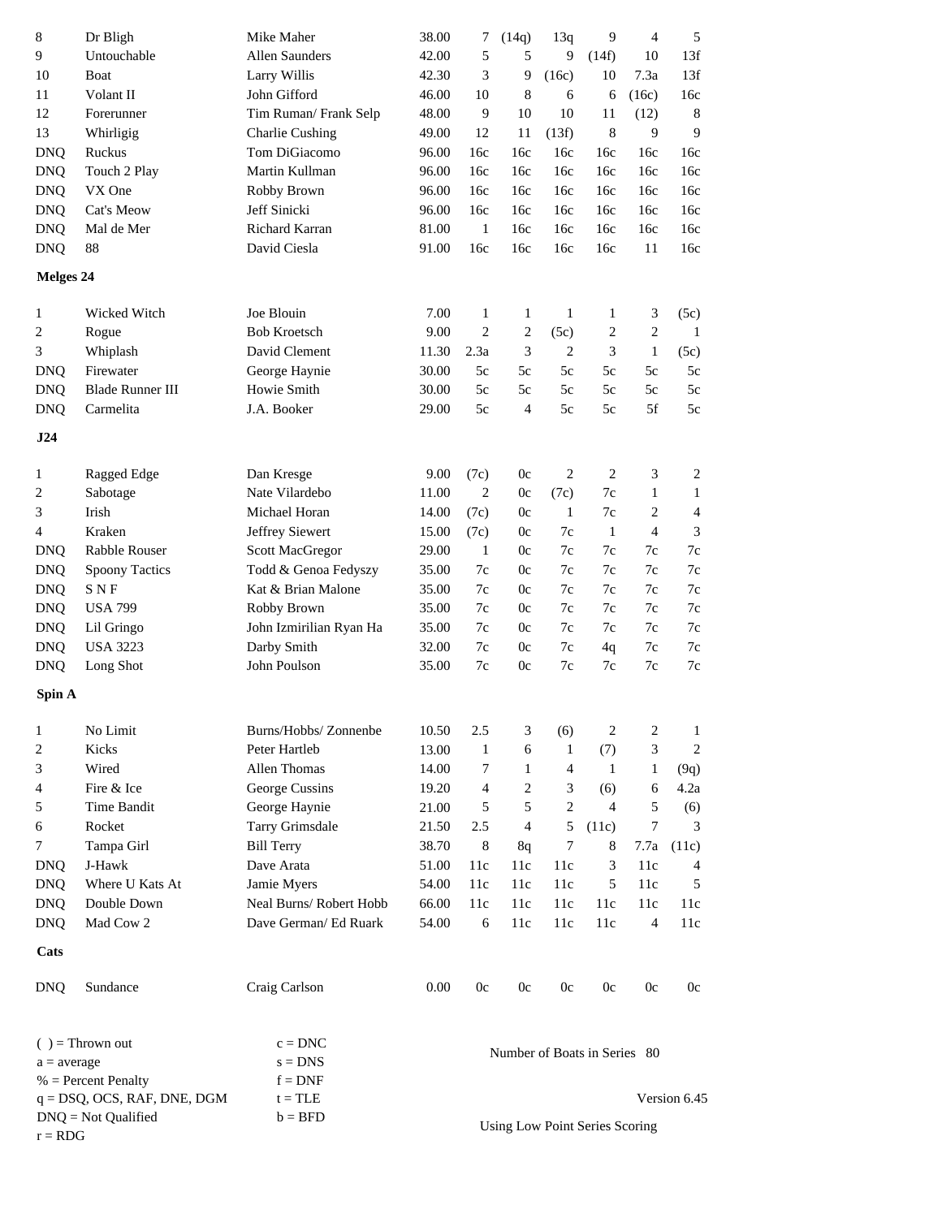| Place | Boat | Skipper | Total | R1 | R2 | R3 | R4 | R5 | R6 |
|---|---|---|---|---|---|---|---|---|---|
| 8 | Dr Bligh | Mike Maher | 38.00 | 7 | (14q) | 13q | 9 | 4 | 5 |
| 9 | Untouchable | Allen Saunders | 42.00 | 5 | 5 | 9 | (14f) | 10 | 13f |
| 10 | Boat | Larry Willis | 42.30 | 3 | 9 | (16c) | 10 | 7.3a | 13f |
| 11 | Volant II | John Gifford | 46.00 | 10 | 8 | 6 | 6 | (16c) | 16c |
| 12 | Forerunner | Tim Ruman/ Frank Selp | 48.00 | 9 | 10 | 10 | 11 | (12) | 8 |
| 13 | Whirligig | Charlie Cushing | 49.00 | 12 | 11 | (13f) | 8 | 9 | 9 |
| DNQ | Ruckus | Tom DiGiacomo | 96.00 | 16c | 16c | 16c | 16c | 16c | 16c |
| DNQ | Touch 2 Play | Martin Kullman | 96.00 | 16c | 16c | 16c | 16c | 16c | 16c |
| DNQ | VX One | Robby Brown | 96.00 | 16c | 16c | 16c | 16c | 16c | 16c |
| DNQ | Cat's Meow | Jeff Sinicki | 96.00 | 16c | 16c | 16c | 16c | 16c | 16c |
| DNQ | Mal de Mer | Richard Karran | 81.00 | 1 | 16c | 16c | 16c | 16c | 16c |
| DNQ | 88 | David Ciesla | 91.00 | 16c | 16c | 16c | 16c | 11 | 16c |

**Melges 24**

| Place | Boat | Skipper | Total | R1 | R2 | R3 | R4 | R5 | R6 |
|---|---|---|---|---|---|---|---|---|---|
| 1 | Wicked Witch | Joe Blouin | 7.00 | 1 | 1 | 1 | 1 | 3 | (5c) |
| 2 | Rogue | Bob Kroetsch | 9.00 | 2 | 2 | (5c) | 2 | 2 | 1 |
| 3 | Whiplash | David Clement | 11.30 | 2.3a | 3 | 2 | 3 | 1 | (5c) |
| DNQ | Firewater | George Haynie | 30.00 | 5c | 5c | 5c | 5c | 5c | 5c |
| DNQ | Blade Runner III | Howie Smith | 30.00 | 5c | 5c | 5c | 5c | 5c | 5c |
| DNQ | Carmelita | J.A. Booker | 29.00 | 5c | 4 | 5c | 5c | 5f | 5c |

**J24**

| Place | Boat | Skipper | Total | R1 | R2 | R3 | R4 | R5 | R6 |
|---|---|---|---|---|---|---|---|---|---|
| 1 | Ragged Edge | Dan Kresge | 9.00 | (7c) | 0c | 2 | 2 | 3 | 2 |
| 2 | Sabotage | Nate Vilardebo | 11.00 | 2 | 0c | (7c) | 7c | 1 | 1 |
| 3 | Irish | Michael Horan | 14.00 | (7c) | 0c | 1 | 7c | 2 | 4 |
| 4 | Kraken | Jeffrey Siewert | 15.00 | (7c) | 0c | 7c | 1 | 4 | 3 |
| DNQ | Rabble Rouser | Scott MacGregor | 29.00 | 1 | 0c | 7c | 7c | 7c | 7c |
| DNQ | Spoony Tactics | Todd & Genoa Fedyszy | 35.00 | 7c | 0c | 7c | 7c | 7c | 7c |
| DNQ | S N F | Kat & Brian Malone | 35.00 | 7c | 0c | 7c | 7c | 7c | 7c |
| DNQ | USA 799 | Robby Brown | 35.00 | 7c | 0c | 7c | 7c | 7c | 7c |
| DNQ | Lil Gringo | John Izmirilian Ryan Ha | 35.00 | 7c | 0c | 7c | 7c | 7c | 7c |
| DNQ | USA 3223 | Darby Smith | 32.00 | 7c | 0c | 7c | 4q | 7c | 7c |
| DNQ | Long Shot | John Poulson | 35.00 | 7c | 0c | 7c | 7c | 7c | 7c |

**Spin A**

| Place | Boat | Skipper | Total | R1 | R2 | R3 | R4 | R5 | R6 |
|---|---|---|---|---|---|---|---|---|---|
| 1 | No Limit | Burns/Hobbs/ Zonnenbe | 10.50 | 2.5 | 3 | (6) | 2 | 2 | 1 |
| 2 | Kicks | Peter Hartleb | 13.00 | 1 | 6 | 1 | (7) | 3 | 2 |
| 3 | Wired | Allen Thomas | 14.00 | 7 | 1 | 4 | 1 | 1 | (9q) |
| 4 | Fire & Ice | George Cussins | 19.20 | 4 | 2 | 3 | (6) | 6 | 4.2a |
| 5 | Time Bandit | George Haynie | 21.00 | 5 | 5 | 2 | 4 | 5 | (6) |
| 6 | Rocket | Tarry Grimsdale | 21.50 | 2.5 | 4 | 5 | (11c) | 7 | 3 |
| 7 | Tampa Girl | Bill Terry | 38.70 | 8 | 8q | 7 | 8 | 7.7a | (11c) |
| DNQ | J-Hawk | Dave Arata | 51.00 | 11c | 11c | 11c | 3 | 11c | 4 |
| DNQ | Where U Kats At | Jamie Myers | 54.00 | 11c | 11c | 11c | 5 | 11c | 5 |
| DNQ | Double Down | Neal Burns/ Robert Hobb | 66.00 | 11c | 11c | 11c | 11c | 11c | 11c |
| DNQ | Mad Cow 2 | Dave German/ Ed Ruark | 54.00 | 6 | 11c | 11c | 11c | 4 | 11c |

**Cats**

| Place | Boat | Skipper | Total | R1 | R2 | R3 | R4 | R5 | R6 |
|---|---|---|---|---|---|---|---|---|---|
| DNQ | Sundance | Craig Carlson | 0.00 | 0c | 0c | 0c | 0c | 0c | 0c |

( ) = Thrown out
a = average
% = Percent Penalty
q = DSQ, OCS, RAF, DNE, DGM
DNQ = Not Qualified
r = RDG

c = DNC
s = DNS
f = DNF
t = TLE
b = BFD

Number of Boats in Series 80

Version 6.45

Using Low Point Series Scoring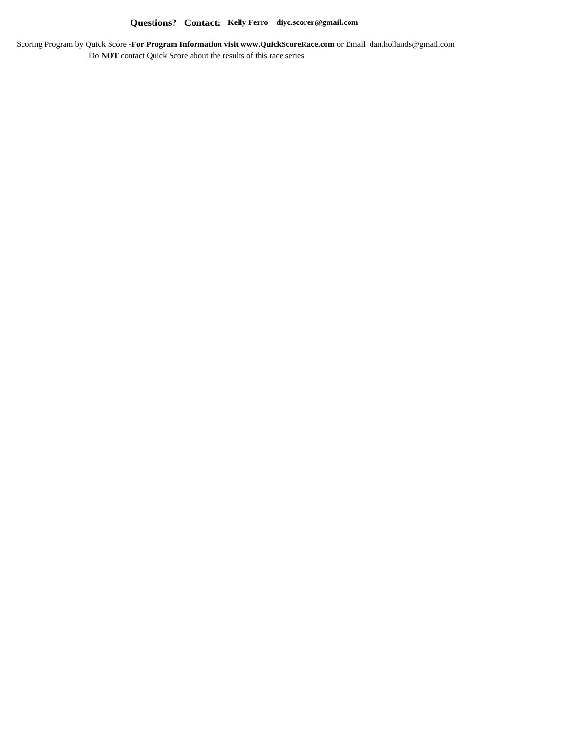**Questions? Contact: Kelly Ferro diyc.scorer@gmail.com**

Scoring Program by Quick Score -**For Program Information visit www.QuickScoreRace.com** or Email dan.hollands@gmail.com
Do **NOT** contact Quick Score about the results of this race series